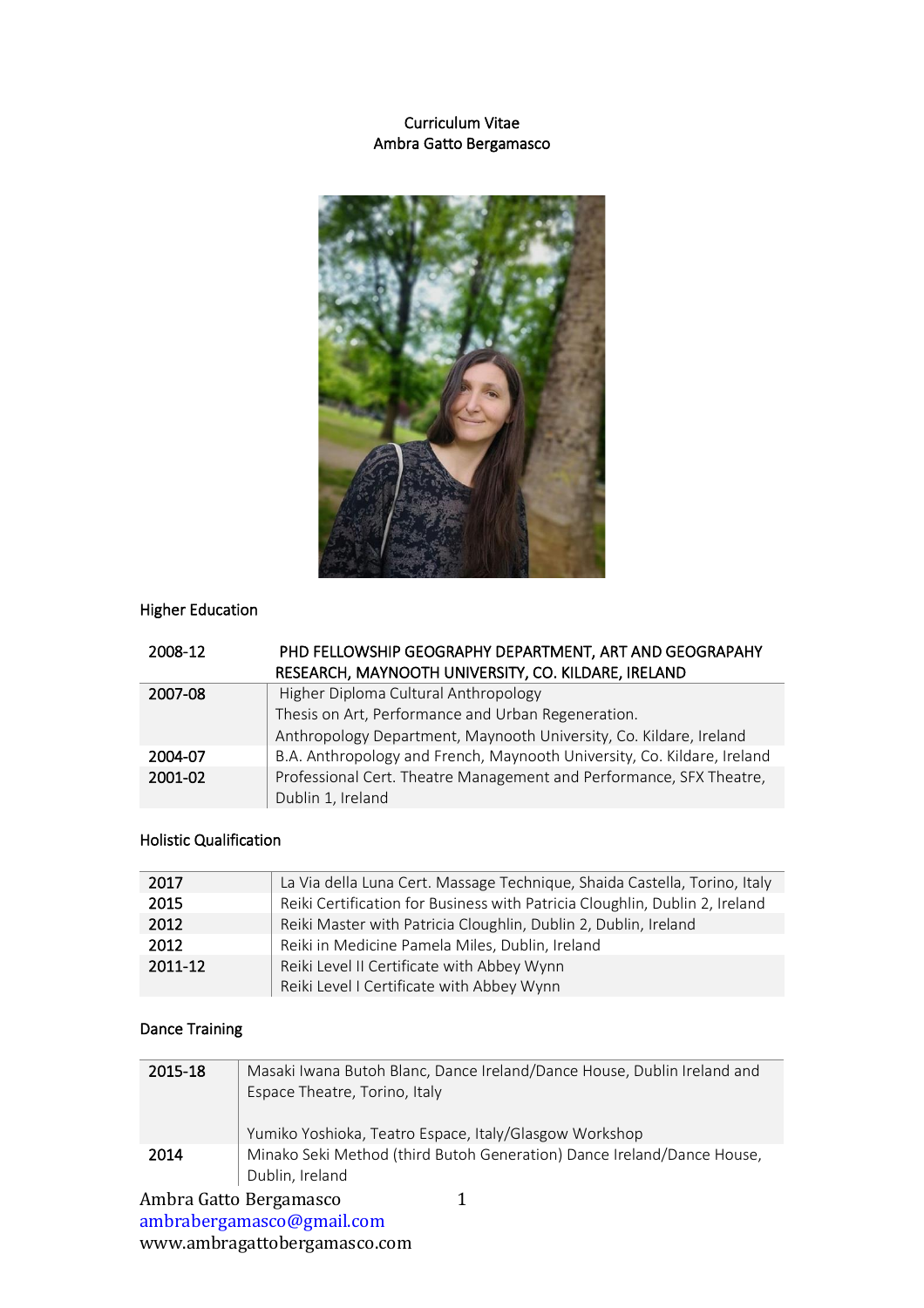Curriculum Vitae
Ambra Gatto Bergamasco

## Higher Education

| | |
|---|---|
| 2008-12 | PHD FELLOWSHIP GEOGRAPHY DEPARTMENT, ART AND GEOGRAPAHY RESEARCH, MAYNOOTH UNIVERSITY, CO. KILDARE, IRELAND |
| 2007-08 | Higher Diploma Cultural Anthropology<br>Thesis on Art, Performance and Urban Regeneration.<br>Anthropology Department, Maynooth University, Co. Kildare, Ireland |
| 2004-07 | B.A. Anthropology and French, Maynooth University, Co. Kildare, Ireland |
| 2001-02 | Professional Cert. Theatre Management and Performance, SFX Theatre, Dublin 1, Ireland |

## Holistic Qualification

| | |
|---|---|
| 2017 | La Via della Luna Cert. Massage Technique, Shaida Castella, Torino, Italy |
| 2015 | Reiki Certification for Business with Patricia Cloughlin, Dublin 2, Ireland |
| 2012 | Reiki Master with Patricia Cloughlin, Dublin 2, Dublin, Ireland |
| 2012 | Reiki in Medicine Pamela Miles, Dublin, Ireland |
| 2011-12 | Reiki Level II Certificate with Abbey Wynn<br>Reiki Level I Certificate with Abbey Wynn |

## Dance Training

| | |
|---|---|
| 2015-18 | Masaki Iwana Butoh Blanc, Dance Ireland/Dance House, Dublin Ireland and Espace Theatre, Torino, Italy<br><br>Yumiko Yoshioka, Teatro Espace, Italy/Glasgow Workshop |
| 2014 | Minako Seki Method (third Butoh Generation) Dance Ireland/Dance House, Dublin, Ireland |

Ambra Gatto Bergamasco
ambrabergamasco@gmail.com
www.ambragattobergamasco.com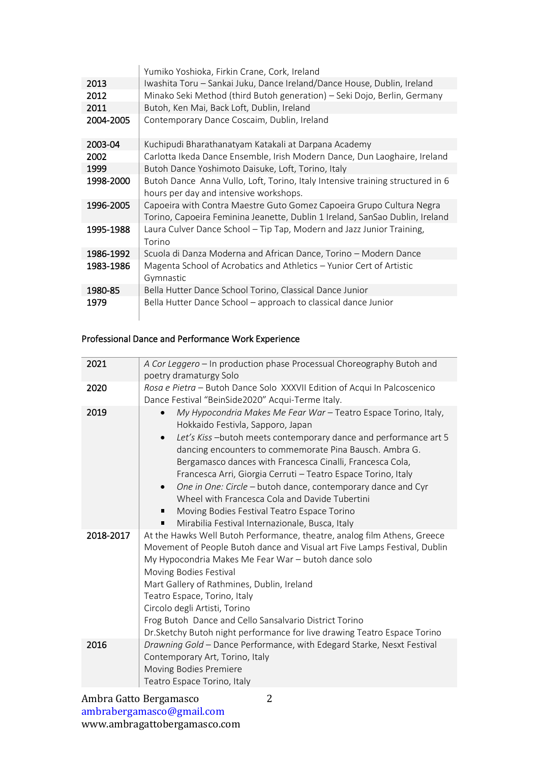| | |
|---|---|
| | Yumiko Yoshioka, Firkin Crane, Cork, Ireland |
| 2013 | Iwashita Toru – Sankai Juku, Dance Ireland/Dance House, Dublin, Ireland |
| 2012 | Minako Seki Method (third Butoh generation) – Seki Dojo, Berlin, Germany |
| 2011 | Butoh, Ken Mai, Back Loft, Dublin, Ireland |
| 2004-2005 | Contemporary Dance Coscaim, Dublin, Ireland |
| 2003-04 | Kuchipudi Bharathanatyam Katakali at Darpana Academy |
| 2002 | Carlotta Ikeda Dance Ensemble, Irish Modern Dance, Dun Laoghaire, Ireland |
| 1999 | Butoh Dance Yoshimoto Daisuke, Loft, Torino, Italy |
| 1998-2000 | Butoh Dance Anna Vullo, Loft, Torino, Italy Intensive training structured in 6 hours per day and intensive workshops. |
| 1996-2005 | Capoeira with Contra Maestre Guto Gomez Capoeira Grupo Cultura Negra Torino, Capoeira Feminina Jeanette, Dublin 1 Ireland, SanSao Dublin, Ireland |
| 1995-1988 | Laura Culver Dance School – Tip Tap, Modern and Jazz Junior Training, Torino |
| 1986-1992 | Scuola di Danza Moderna and African Dance, Torino – Modern Dance |
| 1983-1986 | Magenta School of Acrobatics and Athletics – Yunior Cert of Artistic Gymnastic |
| 1980-85 | Bella Hutter Dance School Torino, Classical Dance Junior |
| 1979 | Bella Hutter Dance School – approach to classical dance Junior |

## Professional Dance and Performance Work Experience

| | |
|---|---|
| 2021 | *A Cor Leggero* – In production phase Processual Choreography Butoh and poetry dramaturgy Solo |
| 2020 | *Rosa e Pietra* – Butoh Dance Solo XXXVII Edition of Acqui In Palcoscenico Dance Festival "BeinSide2020" Acqui-Terme Italy. |
| 2019 | • *My Hypocondria Makes Me Fear War* – Teatro Espace Torino, Italy, Hokkaido Festivla, Sapporo, Japan<br>• *Let's Kiss* –butoh meets contemporary dance and performance art 5 dancing encounters to commemorate Pina Bausch. Ambra G. Bergamasco dances with Francesca Cinalli, Francesca Cola, Francesca Arri, Giorgia Cerruti – Teatro Espace Torino, Italy<br>• *One in One: Circle* – butoh dance, contemporary dance and Cyr Wheel with Francesca Cola and Davide Tubertini<br>▪ Moving Bodies Festival Teatro Espace Torino<br>▪ Mirabilia Festival Internazionale, Busca, Italy |
| 2018-2017 | At the Hawks Well Butoh Performance, theatre, analog film Athens, Greece<br>Movement of People Butoh dance and Visual art Five Lamps Festival, Dublin<br>My Hypocondria Makes Me Fear War – butoh dance solo<br>Moving Bodies Festival<br>Mart Gallery of Rathmines, Dublin, Ireland<br>Teatro Espace, Torino, Italy<br>Circolo degli Artisti, Torino<br>Frog Butoh Dance and Cello Sansalvario District Torino<br>Dr.Sketchy Butoh night performance for live drawing Teatro Espace Torino |
| 2016 | *Drawning Gold* – Dance Performance, with Edegard Starke, Nesxt Festival Contemporary Art, Torino, Italy<br>Moving Bodies Premiere<br>Teatro Espace Torino, Italy |

Ambra Gatto Bergamasco
ambrabergamasco@gmail.com
www.ambragattobergamasco.com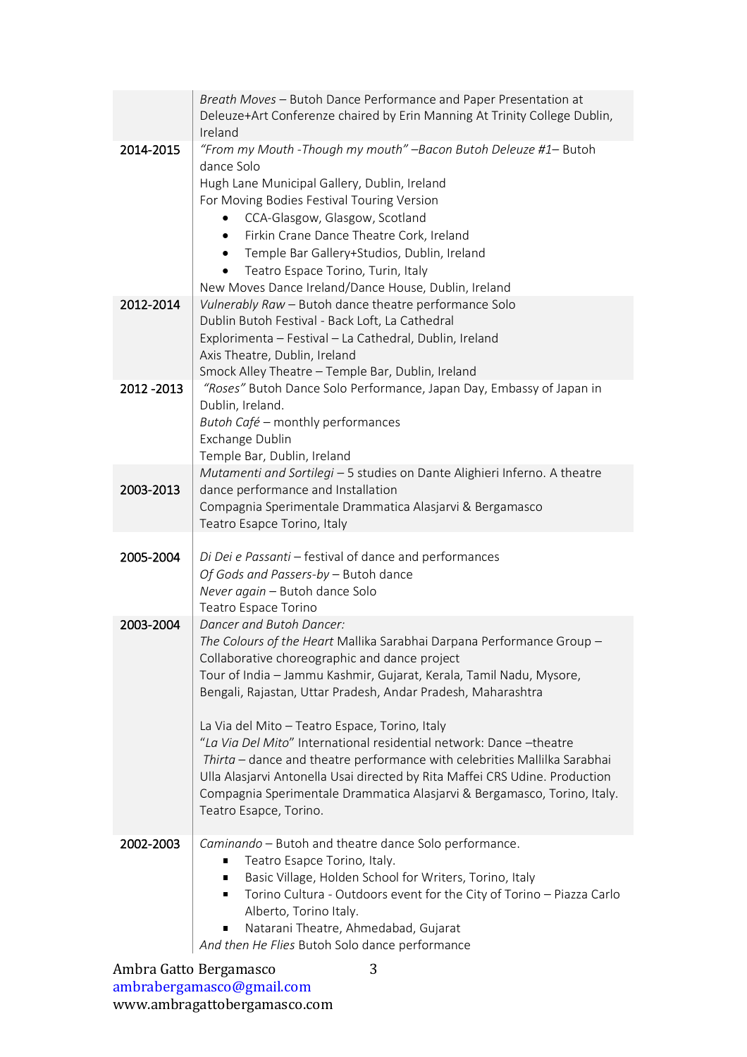| | |
|---|---|
| | *Breath Moves* – Butoh Dance Performance and Paper Presentation at Deleuze+Art Conferenze chaired by Erin Manning At Trinity College Dublin, Ireland |
| 2014-2015 | *"From my Mouth -Though my mouth" –Bacon Butoh Deleuze #1*– Butoh dance Solo<br>Hugh Lane Municipal Gallery, Dublin, Ireland<br>For Moving Bodies Festival Touring Version<br>• CCA-Glasgow, Glasgow, Scotland<br>• Firkin Crane Dance Theatre Cork, Ireland<br>• Temple Bar Gallery+Studios, Dublin, Ireland<br>• Teatro Espace Torino, Turin, Italy<br>New Moves Dance Ireland/Dance House, Dublin, Ireland |
| 2012-2014 | *Vulnerably Raw* – Butoh dance theatre performance Solo<br>Dublin Butoh Festival - Back Loft, La Cathedral<br>Explorimenta – Festival – La Cathedral, Dublin, Ireland<br>Axis Theatre, Dublin, Ireland<br>Smock Alley Theatre – Temple Bar, Dublin, Ireland |
| 2012 -2013 | *"Roses"* Butoh Dance Solo Performance, Japan Day, Embassy of Japan in Dublin, Ireland.<br>*Butoh Café* – monthly performances<br>Exchange Dublin<br>Temple Bar, Dublin, Ireland |
| 2003-2013 | *Mutamenti and Sortilegi* – 5 studies on Dante Alighieri Inferno. A theatre dance performance and Installation<br>Compagnia Sperimentale Drammatica Alasjarvi & Bergamasco<br>Teatro Esapce Torino, Italy |
| 2005-2004 | *Di Dei e Passanti* – festival of dance and performances<br>*Of Gods and Passers-by* – Butoh dance<br>*Never again* – Butoh dance Solo<br>Teatro Espace Torino |
| 2003-2004 | *Dancer and Butoh Dancer:*<br>*The Colours of the Heart* Mallika Sarabhai Darpana Performance Group – Collaborative choreographic and dance project<br>Tour of India – Jammu Kashmir, Gujarat, Kerala, Tamil Nadu, Mysore, Bengali, Rajastan, Uttar Pradesh, Andar Pradesh, Maharashtra<br><br>La Via del Mito – Teatro Espace, Torino, Italy<br>"*La Via Del Mito*" International residential network: Dance –theatre<br>*Thirta* – dance and theatre performance with celebrities Mallilka Sarabhai Ulla Alasjarvi Antonella Usai directed by Rita Maffei CRS Udine. Production Compagnia Sperimentale Drammatica Alasjarvi & Bergamasco, Torino, Italy. Teatro Esapce, Torino. |
| 2002-2003 | *Caminando* – Butoh and theatre dance Solo performance.<br>▪ Teatro Esapce Torino, Italy.<br>▪ Basic Village, Holden School for Writers, Torino, Italy<br>▪ Torino Cultura - Outdoors event for the City of Torino – Piazza Carlo Alberto, Torino Italy.<br>▪ Natarani Theatre, Ahmedabad, Gujarat<br>*And then He Flies* Butoh Solo dance performance |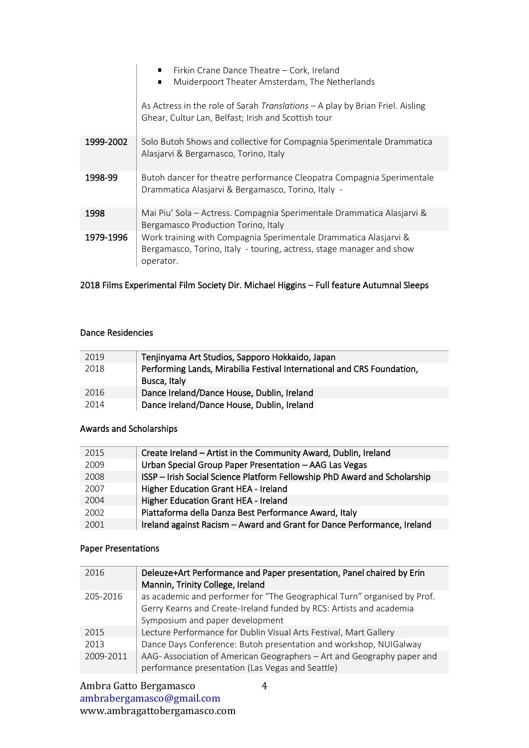| | |
|---|---|
| | - Firkin Crane Dance Theatre – Cork, Ireland<br>- Muiderpoort Theater Amsterdam, The Netherlands<br><br>As Actress in the role of Sarah *Translations* – A play by Brian Friel. Aisling Ghear, Cultur Lan, Belfast; Irish and Scottish tour |
| **1999-2002** | Solo Butoh Shows and collective for Compagnia Sperimentale Drammatica Alasjarvi & Bergamasco, Torino, Italy |
| **1998-99** | Butoh dancer for theatre performance Cleopatra Compagnia Sperimentale Drammatica Alasjarvi & Bergamasco, Torino, Italy - |
| **1998** | Mai Piu' Sola – Actress. Compagnia Sperimentale Drammatica Alasjarvi & Bergamasco Production Torino, Italy |
| **1979-1996** | Work training with Compagnia Sperimentale Drammatica Alasjarvi & Bergamasco, Torino, Italy - touring, actress, stage manager and show operator. |

2018 Films Experimental Film Society Dir. Michael Higgins – Full feature Autumnal Sleeps

## Dance Residencies

| | |
|---|---|
| 2019 | Tenjinyama Art Studios, Sapporo Hokkaido, Japan |
| 2018 | Performing Lands, Mirabilia Festival International and CRS Foundation, Busca, Italy |
| 2016 | Dance Ireland/Dance House, Dublin, Ireland |
| 2014 | Dance Ireland/Dance House, Dublin, Ireland |

## Awards and Scholarships

| | |
|---|---|
| 2015 | Create Ireland – Artist in the Community Award, Dublin, Ireland |
| 2009 | Urban Special Group Paper Presentation – AAG Las Vegas |
| 2008 | ISSP – Irish Social Science Platform Fellowship PhD Award and Scholarship |
| 2007 | Higher Education Grant HEA - Ireland |
| 2004 | Higher Education Grant HEA - Ireland |
| 2002 | Piattaforma della Danza Best Performance Award, Italy |
| 2001 | Ireland against Racism – Award and Grant for Dance Performance, Ireland |

## Paper Presentations

| | |
|---|---|
| 2016 | Deleuze+Art Performance and Paper presentation, Panel chaired by Erin Mannin, Trinity College, Ireland |
| 205-2016 | as academic and performer for "The Geographical Turn" organised by Prof. Gerry Kearns and Create-Ireland funded by RCS: Artists and academia Symposium and paper development |
| 2015 | Lecture Performance for Dublin Visual Arts Festival, Mart Gallery |
| 2013 | Dance Days Conference: Butoh presentation and workshop, NUIGalway |
| 2009-2011 | AAG- Association of American Geographers – Art and Geography paper and performance presentation (Las Vegas and Seattle) |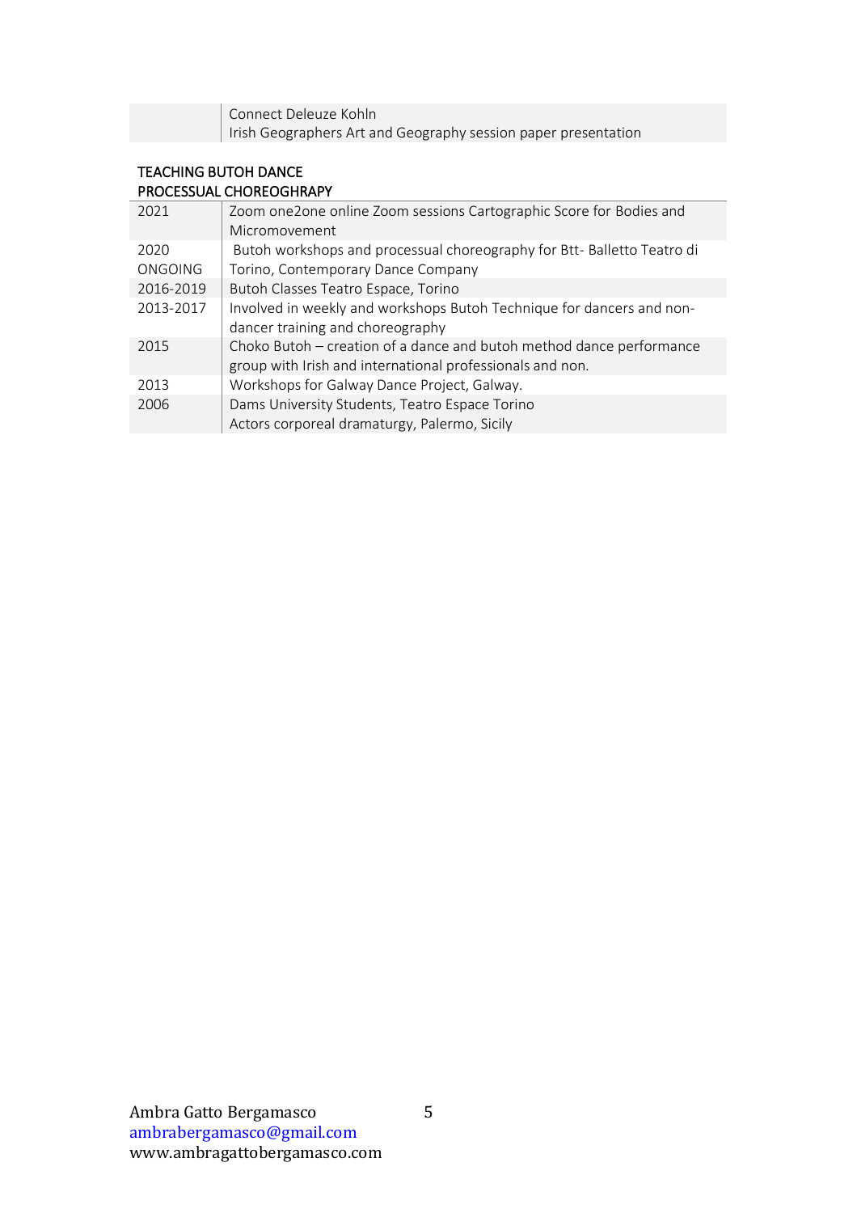| | |
|---|---|
| | Connect Deleuze Kohln<br>Irish Geographers Art and Geography session paper presentation |

TEACHING BUTOH DANCE
PROCESSUAL CHOREOGHRAPY

| | |
|---|---|
| 2021 | Zoom one2one online Zoom sessions Cartographic Score for Bodies and Micromovement |
| 2020 ONGOING | Butoh workshops and processual choreography for Btt- Balletto Teatro di Torino, Contemporary Dance Company |
| 2016-2019 | Butoh Classes Teatro Espace, Torino |
| 2013-2017 | Involved in weekly and workshops Butoh Technique for dancers and non-dancer training and choreography |
| 2015 | Choko Butoh – creation of a dance and butoh method dance performance group with Irish and international professionals and non. |
| 2013 | Workshops for Galway Dance Project, Galway. |
| 2006 | Dams University Students, Teatro Espace Torino<br>Actors corporeal dramaturgy, Palermo, Sicily |